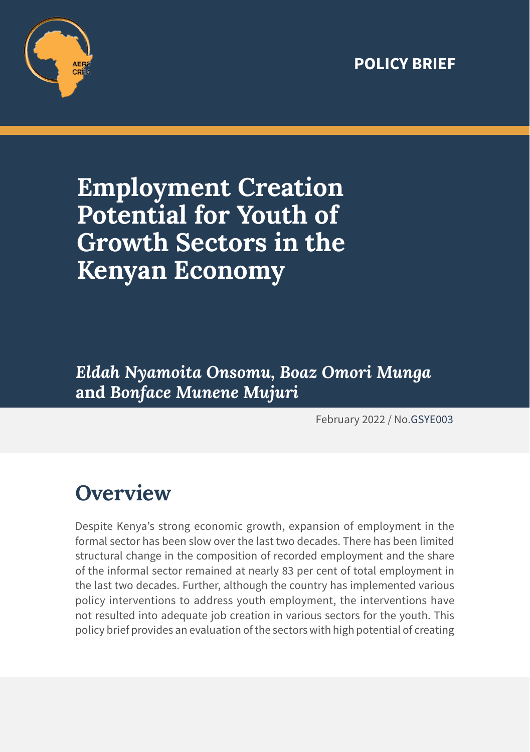POLICY BRIEF

# Employment Creation Potential for Youth of Growth Sectors in the Kenyan Economy

***Eldah Nyamoita Onsomu, Boaz Omori Munga and Bonface Munene Mujuri***

February 2022 / No.GSYE003

## Overview

Despite Kenya's strong economic growth, expansion of employment in the formal sector has been slow over the last two decades. There has been limited structural change in the composition of recorded employment and the share of the informal sector remained at nearly 83 per cent of total employment in the last two decades. Further, although the country has implemented various policy interventions to address youth employment, the interventions have not resulted into adequate job creation in various sectors for the youth. This policy brief provides an evaluation of the sectors with high potential of creating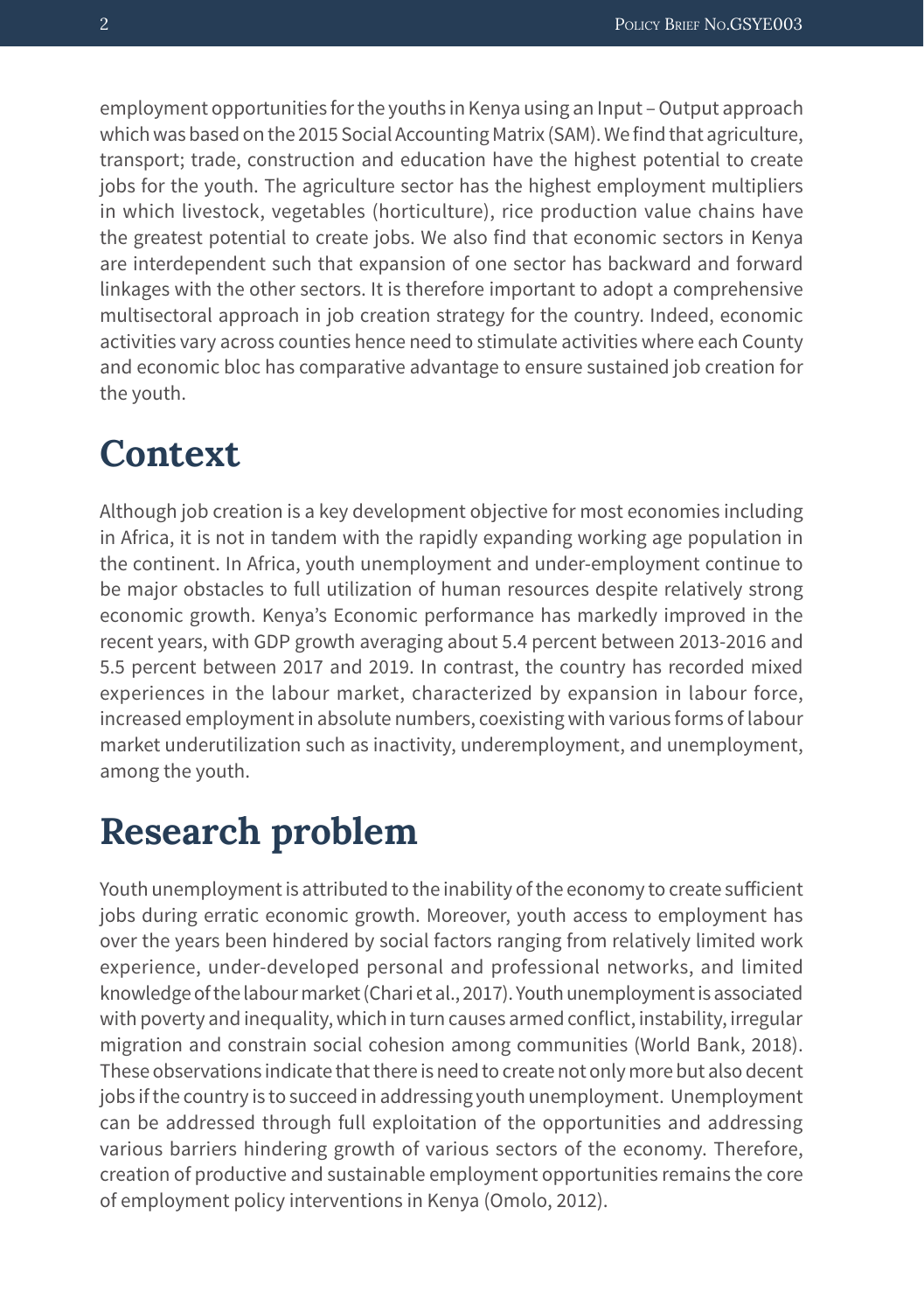employment opportunities for the youths in Kenya using an Input – Output approach which was based on the 2015 Social Accounting Matrix (SAM). We find that agriculture, transport; trade, construction and education have the highest potential to create jobs for the youth. The agriculture sector has the highest employment multipliers in which livestock, vegetables (horticulture), rice production value chains have the greatest potential to create jobs. We also find that economic sectors in Kenya are interdependent such that expansion of one sector has backward and forward linkages with the other sectors. It is therefore important to adopt a comprehensive multisectoral approach in job creation strategy for the country. Indeed, economic activities vary across counties hence need to stimulate activities where each County and economic bloc has comparative advantage to ensure sustained job creation for the youth.

# Context

Although job creation is a key development objective for most economies including in Africa, it is not in tandem with the rapidly expanding working age population in the continent. In Africa, youth unemployment and under-employment continue to be major obstacles to full utilization of human resources despite relatively strong economic growth. Kenya's Economic performance has markedly improved in the recent years, with GDP growth averaging about 5.4 percent between 2013-2016 and 5.5 percent between 2017 and 2019. In contrast, the country has recorded mixed experiences in the labour market, characterized by expansion in labour force, increased employment in absolute numbers, coexisting with various forms of labour market underutilization such as inactivity, underemployment, and unemployment, among the youth.

# Research problem

Youth unemployment is attributed to the inability of the economy to create sufficient jobs during erratic economic growth. Moreover, youth access to employment has over the years been hindered by social factors ranging from relatively limited work experience, under-developed personal and professional networks, and limited knowledge of the labour market (Chari et al., 2017). Youth unemployment is associated with poverty and inequality, which in turn causes armed conflict, instability, irregular migration and constrain social cohesion among communities (World Bank, 2018). These observations indicate that there is need to create not only more but also decent jobs if the country is to succeed in addressing youth unemployment. Unemployment can be addressed through full exploitation of the opportunities and addressing various barriers hindering growth of various sectors of the economy. Therefore, creation of productive and sustainable employment opportunities remains the core of employment policy interventions in Kenya (Omolo, 2012).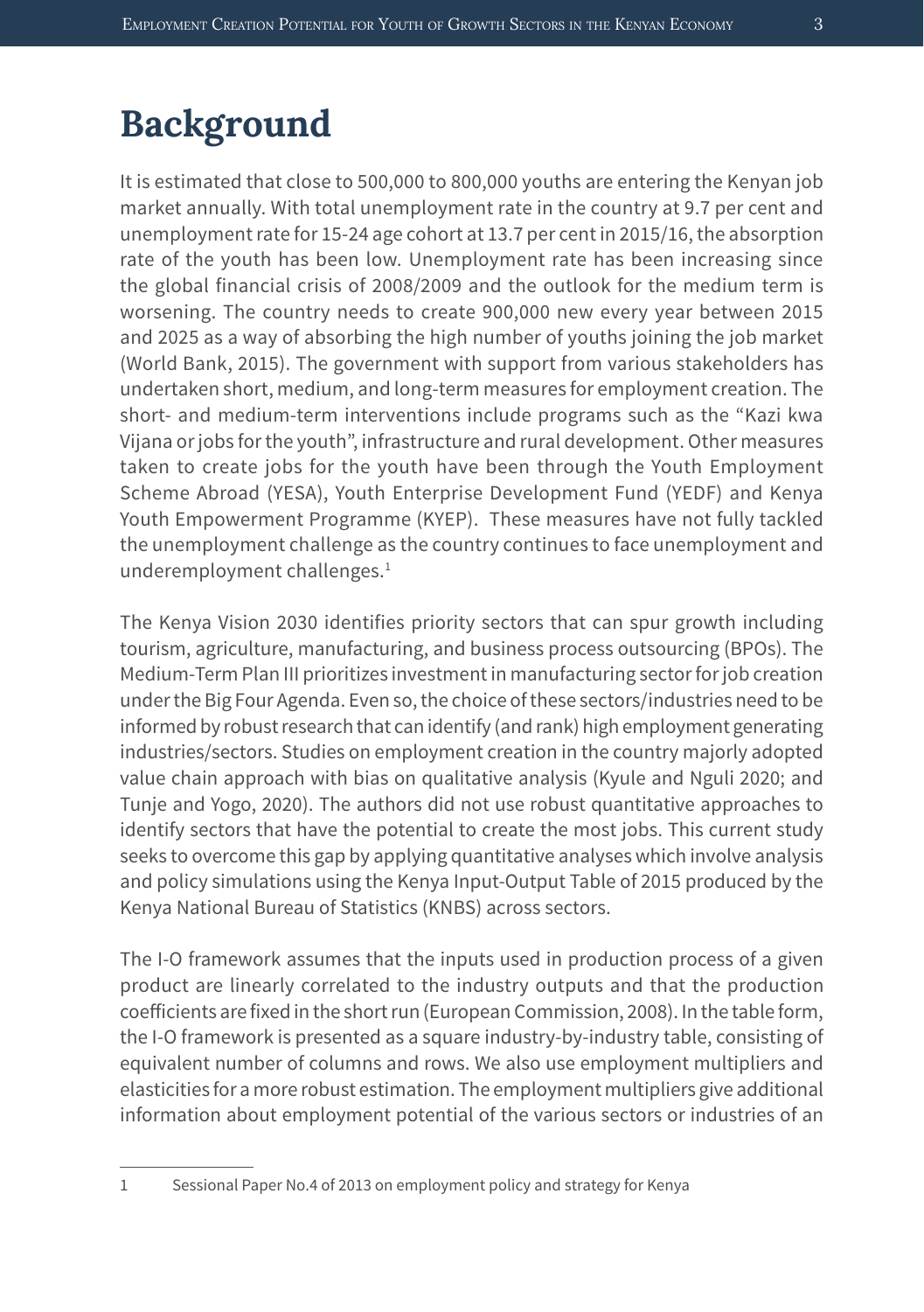# Background

It is estimated that close to 500,000 to 800,000 youths are entering the Kenyan job market annually. With total unemployment rate in the country at 9.7 per cent and unemployment rate for 15-24 age cohort at 13.7 per cent in 2015/16, the absorption rate of the youth has been low. Unemployment rate has been increasing since the global financial crisis of 2008/2009 and the outlook for the medium term is worsening. The country needs to create 900,000 new every year between 2015 and 2025 as a way of absorbing the high number of youths joining the job market (World Bank, 2015). The government with support from various stakeholders has undertaken short, medium, and long-term measures for employment creation. The short- and medium-term interventions include programs such as the "Kazi kwa Vijana or jobs for the youth", infrastructure and rural development. Other measures taken to create jobs for the youth have been through the Youth Employment Scheme Abroad (YESA), Youth Enterprise Development Fund (YEDF) and Kenya Youth Empowerment Programme (KYEP). These measures have not fully tackled the unemployment challenge as the country continues to face unemployment and underemployment challenges.[1]

The Kenya Vision 2030 identifies priority sectors that can spur growth including tourism, agriculture, manufacturing, and business process outsourcing (BPOs). The Medium-Term Plan III prioritizes investment in manufacturing sector for job creation under the Big Four Agenda. Even so, the choice of these sectors/industries need to be informed by robust research that can identify (and rank) high employment generating industries/sectors. Studies on employment creation in the country majorly adopted value chain approach with bias on qualitative analysis (Kyule and Nguli 2020; and Tunje and Yogo, 2020). The authors did not use robust quantitative approaches to identify sectors that have the potential to create the most jobs. This current study seeks to overcome this gap by applying quantitative analyses which involve analysis and policy simulations using the Kenya Input-Output Table of 2015 produced by the Kenya National Bureau of Statistics (KNBS) across sectors.

The I-O framework assumes that the inputs used in production process of a given product are linearly correlated to the industry outputs and that the production coefficients are fixed in the short run (European Commission, 2008). In the table form, the I-O framework is presented as a square industry-by-industry table, consisting of equivalent number of columns and rows. We also use employment multipliers and elasticities for a more robust estimation. The employment multipliers give additional information about employment potential of the various sectors or industries of an

---

1 Sessional Paper No.4 of 2013 on employment policy and strategy for Kenya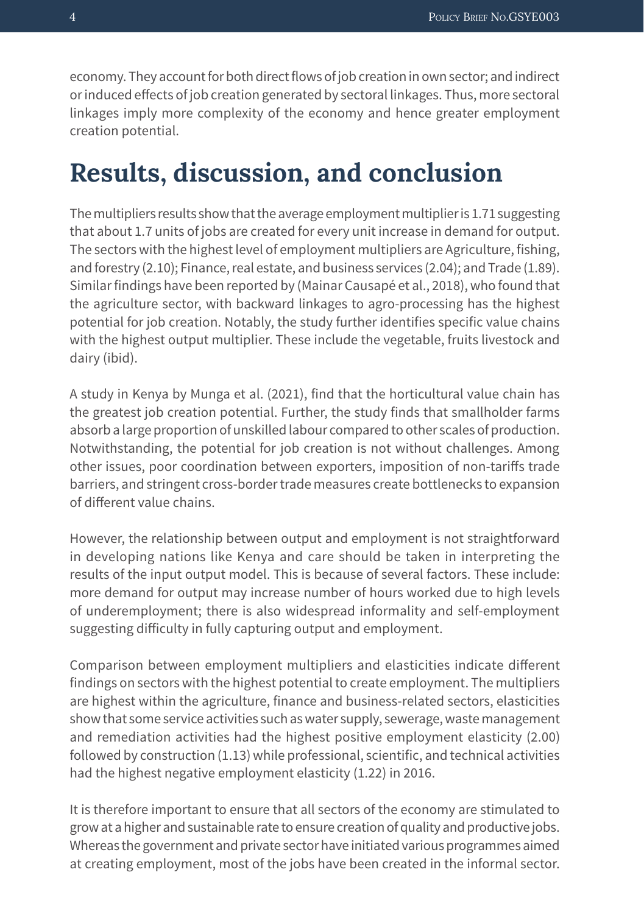economy. They account for both direct flows of job creation in own sector; and indirect or induced effects of job creation generated by sectoral linkages. Thus, more sectoral linkages imply more complexity of the economy and hence greater employment creation potential.

# Results, discussion, and conclusion

The multipliers results show that the average employment multiplier is 1.71 suggesting that about 1.7 units of jobs are created for every unit increase in demand for output. The sectors with the highest level of employment multipliers are Agriculture, fishing, and forestry (2.10); Finance, real estate, and business services (2.04); and Trade (1.89). Similar findings have been reported by (Mainar Causapé et al., 2018), who found that the agriculture sector, with backward linkages to agro-processing has the highest potential for job creation. Notably, the study further identifies specific value chains with the highest output multiplier. These include the vegetable, fruits livestock and dairy (ibid).

A study in Kenya by Munga et al. (2021), find that the horticultural value chain has the greatest job creation potential. Further, the study finds that smallholder farms absorb a large proportion of unskilled labour compared to other scales of production. Notwithstanding, the potential for job creation is not without challenges. Among other issues, poor coordination between exporters, imposition of non-tariffs trade barriers, and stringent cross-border trade measures create bottlenecks to expansion of different value chains.

However, the relationship between output and employment is not straightforward in developing nations like Kenya and care should be taken in interpreting the results of the input output model. This is because of several factors. These include: more demand for output may increase number of hours worked due to high levels of underemployment; there is also widespread informality and self-employment suggesting difficulty in fully capturing output and employment.

Comparison between employment multipliers and elasticities indicate different findings on sectors with the highest potential to create employment. The multipliers are highest within the agriculture, finance and business-related sectors, elasticities show that some service activities such as water supply, sewerage, waste management and remediation activities had the highest positive employment elasticity (2.00) followed by construction (1.13) while professional, scientific, and technical activities had the highest negative employment elasticity (1.22) in 2016.

It is therefore important to ensure that all sectors of the economy are stimulated to grow at a higher and sustainable rate to ensure creation of quality and productive jobs. Whereas the government and private sector have initiated various programmes aimed at creating employment, most of the jobs have been created in the informal sector.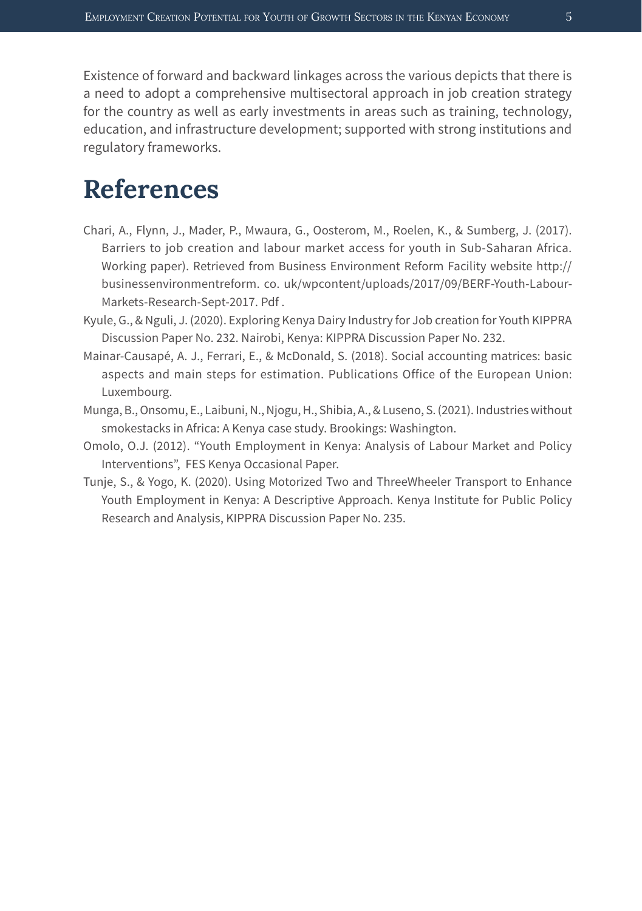Existence of forward and backward linkages across the various depicts that there is a need to adopt a comprehensive multisectoral approach in job creation strategy for the country as well as early investments in areas such as training, technology, education, and infrastructure development; supported with strong institutions and regulatory frameworks.

# References

Chari, A., Flynn, J., Mader, P., Mwaura, G., Oosterom, M., Roelen, K., & Sumberg, J. (2017). Barriers to job creation and labour market access for youth in Sub-Saharan Africa. Working paper). Retrieved from Business Environment Reform Facility website http:// businessenvironmentreform. co. uk/wpcontent/uploads/2017/09/BERF-Youth-Labour-Markets-Research-Sept-2017. Pdf .

Kyule, G., & Nguli, J. (2020). Exploring Kenya Dairy Industry for Job creation for Youth KIPPRA Discussion Paper No. 232. Nairobi, Kenya: KIPPRA Discussion Paper No. 232.

Mainar-Causapé, A. J., Ferrari, E., & McDonald, S. (2018). Social accounting matrices: basic aspects and main steps for estimation. Publications Office of the European Union: Luxembourg.

Munga, B., Onsomu, E., Laibuni, N., Njogu, H., Shibia, A., & Luseno, S. (2021). Industries without smokestacks in Africa: A Kenya case study. Brookings: Washington.

Omolo, O.J. (2012). "Youth Employment in Kenya: Analysis of Labour Market and Policy Interventions", FES Kenya Occasional Paper.

Tunje, S., & Yogo, K. (2020). Using Motorized Two and ThreeWheeler Transport to Enhance Youth Employment in Kenya: A Descriptive Approach. Kenya Institute for Public Policy Research and Analysis, KIPPRA Discussion Paper No. 235.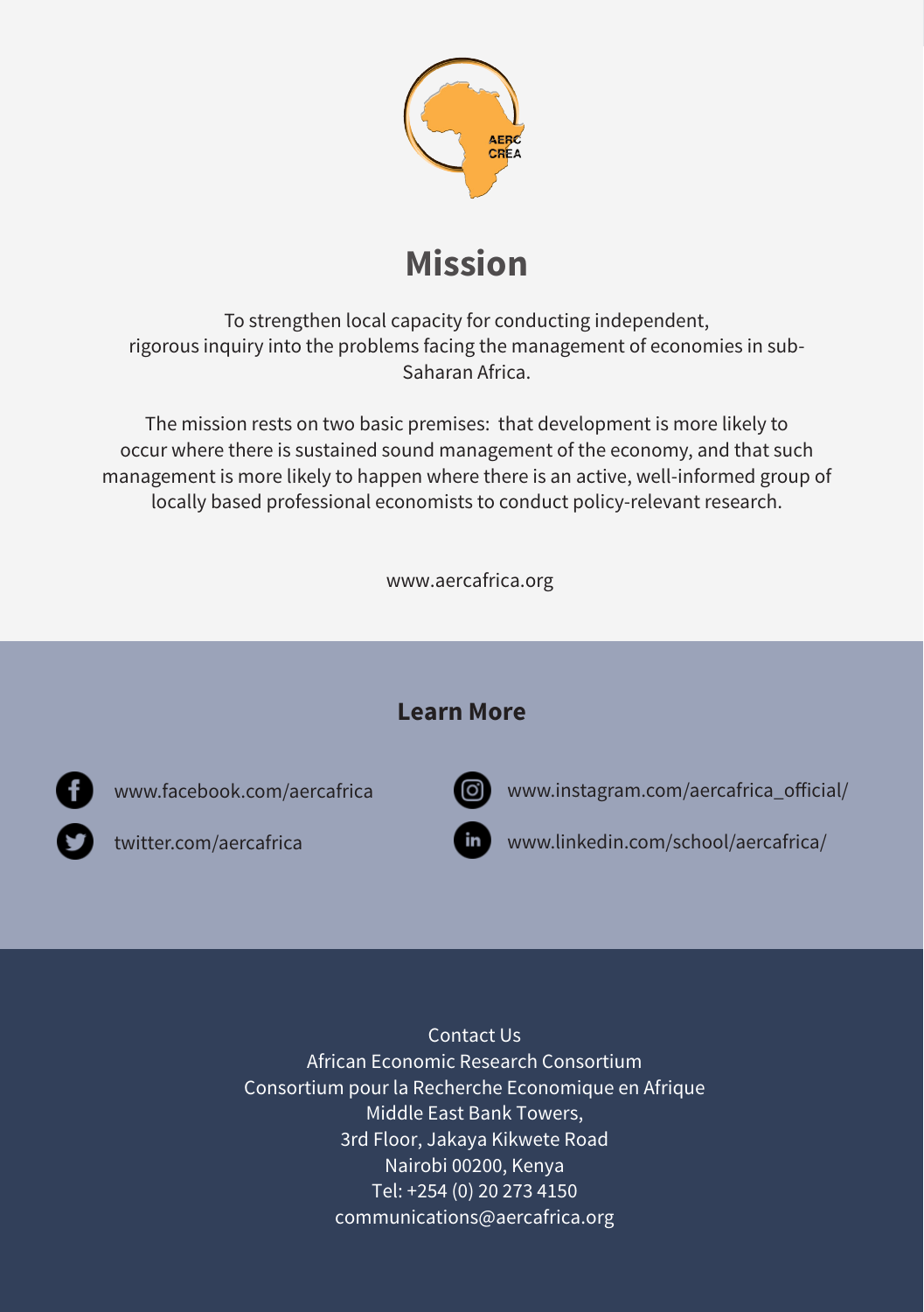## Mission

To strengthen local capacity for conducting independent, rigorous inquiry into the problems facing the management of economies in sub-Saharan Africa.

The mission rests on two basic premises: that development is more likely to occur where there is sustained sound management of the economy, and that such management is more likely to happen where there is an active, well-informed group of locally based professional economists to conduct policy-relevant research.

www.aercafrica.org

### Learn More

www.facebook.com/aercafrica

twitter.com/aercafrica

www.instagram.com/aercafrica_official/

www.linkedin.com/school/aercafrica/

Contact Us
African Economic Research Consortium
Consortium pour la Recherche Economique en Afrique
Middle East Bank Towers,
3rd Floor, Jakaya Kikwete Road
Nairobi 00200, Kenya
Tel: +254 (0) 20 273 4150
communications@aercafrica.org